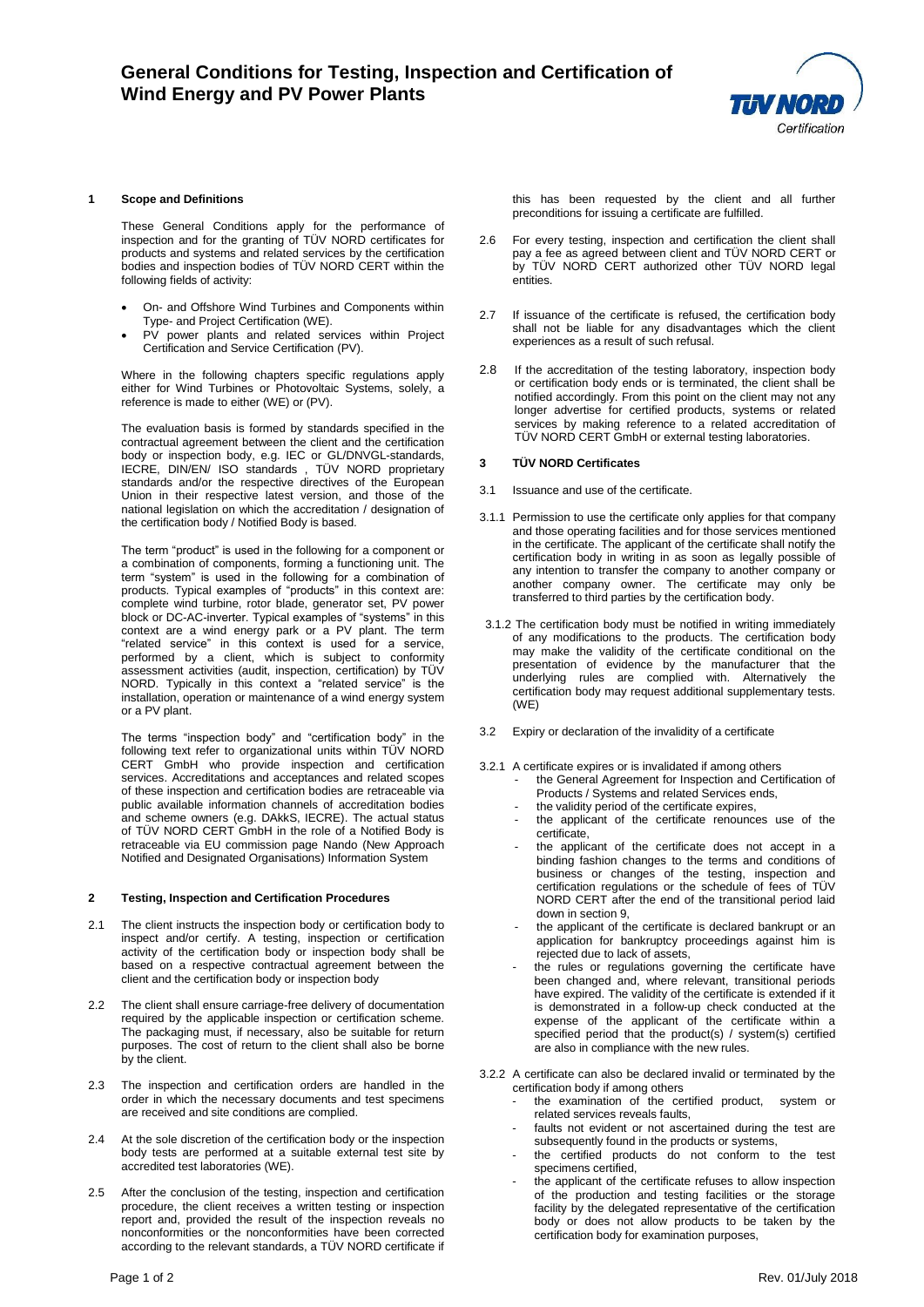# General Conditions for Testing, Inspection and Certification of Wind Energy and PV Power Plants

## 1 Scope and Definitions

These General Conditions apply for the performance of inspection and for the granting of TÜV NORD certificates for products and systems and related services by the certification bodies and inspection bodies of TÜV NORD CERT within the following fields of activity:

- On- and Offshore Wind Turbines and Components within Type- and Project Certification (WE).
- PV power plants and related services within Project Certification and Service Certification (PV).

Where in the following chapters specific regulations apply either for Wind Turbines or Photovoltaic Systems, solely, a reference is made to either (WE) or (PV).

The evaluation basis is formed by standards specified in the contractual agreement between the client and the certification body or inspection body, e.g. IEC or GL/DNVGL-standards, IECRE, DIN/EN/ ISO standards , TÜV NORD proprietary standards and/or the respective directives of the European Union in their respective latest version, and those of the national legislation on which the accreditation / designation of the certification body / Notified Body is based.

The term "product" is used in the following for a component or a combination of components, forming a functioning unit. The term "system" is used in the following for a combination of products. Typical examples of "products" in this context are: complete wind turbine, rotor blade, generator set, PV power block or DC-AC-inverter. Typical examples of "systems" in this context are a wind energy park or a PV plant. The term "related service" in this context is used for a service, performed by a client, which is subject to conformity assessment activities (audit, inspection, certification) by TÜV NORD. Typically in this context a "related service" is the installation, operation or maintenance of a wind energy system or a PV plant.

The terms "inspection body" and "certification body" in the following text refer to organizational units within TÜV NORD CERT GmbH who provide inspection and certification services. Accreditations and acceptances and related scopes of these inspection and certification bodies are retraceable via public available information channels of accreditation bodies and scheme owners (e.g. DAkkS, IECRE). The actual status of TÜV NORD CERT GmbH in the role of a Notified Body is retraceable via EU commission page Nando (New Approach Notified and Designated Organisations) Information System

## 2 Testing, Inspection and Certification Procedures

2.1 The client instructs the inspection body or certification body to inspect and/or certify. A testing, inspection or certification activity of the certification body or inspection body shall be based on a respective contractual agreement between the client and the certification body or inspection body

2.2 The client shall ensure carriage-free delivery of documentation required by the applicable inspection or certification scheme. The packaging must, if necessary, also be suitable for return purposes. The cost of return to the client shall also be borne by the client.

2.3 The inspection and certification orders are handled in the order in which the necessary documents and test specimens are received and site conditions are complied.

2.4 At the sole discretion of the certification body or the inspection body tests are performed at a suitable external test site by accredited test laboratories (WE).

2.5 After the conclusion of the testing, inspection and certification procedure, the client receives a written testing or inspection report and, provided the result of the inspection reveals no nonconformities or the nonconformities have been corrected according to the relevant standards, a TÜV NORD certificate if this has been requested by the client and all further preconditions for issuing a certificate are fulfilled.

2.6 For every testing, inspection and certification the client shall pay a fee as agreed between client and TÜV NORD CERT or by TÜV NORD CERT authorized other TÜV NORD legal entities.

2.7 If issuance of the certificate is refused, the certification body shall not be liable for any disadvantages which the client experiences as a result of such refusal.

2.8 If the accreditation of the testing laboratory, inspection body or certification body ends or is terminated, the client shall be notified accordingly. From this point on the client may not any longer advertise for certified products, systems or related services by making reference to a related accreditation of TÜV NORD CERT GmbH or external testing laboratories.

## 3 TÜV NORD Certificates

3.1 Issuance and use of the certificate.

3.1.1 Permission to use the certificate only applies for that company and those operating facilities and for those services mentioned in the certificate. The applicant of the certificate shall notify the certification body in writing in as soon as legally possible of any intention to transfer the company to another company or another company owner. The certificate may only be transferred to third parties by the certification body.

3.1.2 The certification body must be notified in writing immediately of any modifications to the products. The certification body may make the validity of the certificate conditional on the presentation of evidence by the manufacturer that the underlying rules are complied with. Alternatively the certification body may request additional supplementary tests. (WE)

3.2 Expiry or declaration of the invalidity of a certificate

3.2.1 A certificate expires or is invalidated if among others
- the General Agreement for Inspection and Certification of Products / Systems and related Services ends,
- the validity period of the certificate expires,
- the applicant of the certificate renounces use of the certificate,
- the applicant of the certificate does not accept in a binding fashion changes to the terms and conditions of business or changes of the testing, inspection and certification regulations or the schedule of fees of TÜV NORD CERT after the end of the transitional period laid down in section 9,
- the applicant of the certificate is declared bankrupt or an application for bankruptcy proceedings against him is rejected due to lack of assets,
- the rules or regulations governing the certificate have been changed and, where relevant, transitional periods have expired. The validity of the certificate is extended if it is demonstrated in a follow-up check conducted at the expense of the applicant of the certificate within a specified period that the product(s) / system(s) certified are also in compliance with the new rules.

3.2.2 A certificate can also be declared invalid or terminated by the certification body if among others
- the examination of the certified product, system or related services reveals faults,
- faults not evident or not ascertained during the test are subsequently found in the products or systems,
- the certified products do not conform to the test specimens certified,
- the applicant of the certificate refuses to allow inspection of the production and testing facilities or the storage facility by the delegated representative of the certification body or does not allow products to be taken by the certification body for examination purposes,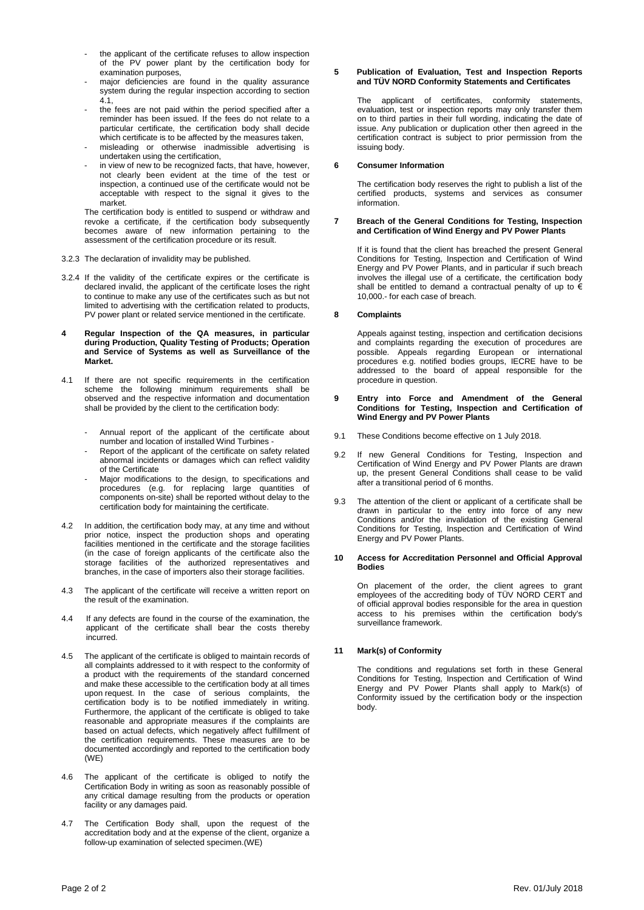- the applicant of the certificate refuses to allow inspection of the PV power plant by the certification body for examination purposes,
- major deficiencies are found in the quality assurance system during the regular inspection according to section 4.1,
- the fees are not paid within the period specified after a reminder has been issued. If the fees do not relate to a particular certificate, the certification body shall decide which certificate is to be affected by the measures taken,
- misleading or otherwise inadmissible advertising is undertaken using the certification,
- in view of new to be recognized facts, that have, however, not clearly been evident at the time of the test or inspection, a continued use of the certificate would not be acceptable with respect to the signal it gives to the market.

The certification body is entitled to suspend or withdraw and revoke a certificate, if the certification body subsequently becomes aware of new information pertaining to the assessment of the certification procedure or its result.

3.2.3 The declaration of invalidity may be published.

3.2.4 If the validity of the certificate expires or the certificate is declared invalid, the applicant of the certificate loses the right to continue to make any use of the certificates such as but not limited to advertising with the certification related to products, PV power plant or related service mentioned in the certificate.

## 4 Regular Inspection of the QA measures, in particular during Production, Quality Testing of Products; Operation and Service of Systems as well as Surveillance of the Market.

4.1 If there are not specific requirements in the certification scheme the following minimum requirements shall be observed and the respective information and documentation shall be provided by the client to the certification body:

- Annual report of the applicant of the certificate about number and location of installed Wind Turbines -
- Report of the applicant of the certificate on safety related abnormal incidents or damages which can reflect validity of the Certificate
- Major modifications to the design, to specifications and procedures (e.g. for replacing large quantities of components on-site) shall be reported without delay to the certification body for maintaining the certificate.

4.2 In addition, the certification body may, at any time and without prior notice, inspect the production shops and operating facilities mentioned in the certificate and the storage facilities (in the case of foreign applicants of the certificate also the storage facilities of the authorized representatives and branches, in the case of importers also their storage facilities.

4.3 The applicant of the certificate will receive a written report on the result of the examination.

4.4 If any defects are found in the course of the examination, the applicant of the certificate shall bear the costs thereby incurred.

4.5 The applicant of the certificate is obliged to maintain records of all complaints addressed to it with respect to the conformity of a product with the requirements of the standard concerned and make these accessible to the certification body at all times upon request. In the case of serious complaints, the certification body is to be notified immediately in writing. Furthermore, the applicant of the certificate is obliged to take reasonable and appropriate measures if the complaints are based on actual defects, which negatively affect fulfillment of the certification requirements. These measures are to be documented accordingly and reported to the certification body (WE)

4.6 The applicant of the certificate is obliged to notify the Certification Body in writing as soon as reasonably possible of any critical damage resulting from the products or operation facility or any damages paid.

4.7 The Certification Body shall, upon the request of the accreditation body and at the expense of the client, organize a follow-up examination of selected specimen.(WE)

## 5 Publication of Evaluation, Test and Inspection Reports and TÜV NORD Conformity Statements and Certificates

The applicant of certificates, conformity statements, evaluation, test or inspection reports may only transfer them on to third parties in their full wording, indicating the date of issue. Any publication or duplication other then agreed in the certification contract is subject to prior permission from the issuing body.

## 6 Consumer Information

The certification body reserves the right to publish a list of the certified products, systems and services as consumer information.

## 7 Breach of the General Conditions for Testing, Inspection and Certification of Wind Energy and PV Power Plants

If it is found that the client has breached the present General Conditions for Testing, Inspection and Certification of Wind Energy and PV Power Plants, and in particular if such breach involves the illegal use of a certificate, the certification body shall be entitled to demand a contractual penalty of up to € 10,000.- for each case of breach.

## 8 Complaints

Appeals against testing, inspection and certification decisions and complaints regarding the execution of procedures are possible. Appeals regarding European or international procedures e.g. notified bodies groups, IECRE have to be addressed to the board of appeal responsible for the procedure in question.

## 9 Entry into Force and Amendment of the General Conditions for Testing, Inspection and Certification of Wind Energy and PV Power Plants

9.1 These Conditions become effective on 1 July 2018.

9.2 If new General Conditions for Testing, Inspection and Certification of Wind Energy and PV Power Plants are drawn up, the present General Conditions shall cease to be valid after a transitional period of 6 months.

9.3 The attention of the client or applicant of a certificate shall be drawn in particular to the entry into force of any new Conditions and/or the invalidation of the existing General Conditions for Testing, Inspection and Certification of Wind Energy and PV Power Plants.

## 10 Access for Accreditation Personnel and Official Approval Bodies

On placement of the order, the client agrees to grant employees of the accrediting body of TÜV NORD CERT and of official approval bodies responsible for the area in question access to his premises within the certification body's surveillance framework.

## 11 Mark(s) of Conformity

The conditions and regulations set forth in these General Conditions for Testing, Inspection and Certification of Wind Energy and PV Power Plants shall apply to Mark(s) of Conformity issued by the certification body or the inspection body.